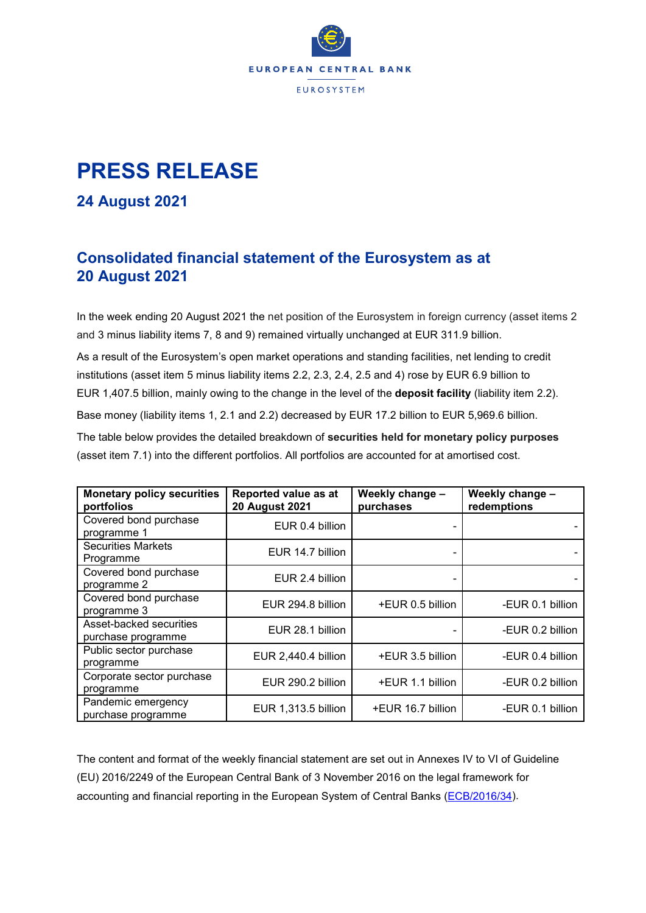EUROPEAN CENTRAL BANK

EUROSYSTEM

# PRESS RELEASE

## 24 August 2021

## Consolidated financial statement of the Eurosystem as at 20 August 2021

In the week ending 20 August 2021 the net position of the Eurosystem in foreign currency (asset items 2 and 3 minus liability items 7, 8 and 9) remained virtually unchanged at EUR 311.9 billion.

As a result of the Eurosystem's open market operations and standing facilities, net lending to credit institutions (asset item 5 minus liability items 2.2, 2.3, 2.4, 2.5 and 4) rose by EUR 6.9 billion to EUR 1,407.5 billion, mainly owing to the change in the level of the **deposit facility** (liability item 2.2).

Base money (liability items 1, 2.1 and 2.2) decreased by EUR 17.2 billion to EUR 5,969.6 billion.

The table below provides the detailed breakdown of **securities held for monetary policy purposes** (asset item 7.1) into the different portfolios. All portfolios are accounted for at amortised cost.

| Monetary policy securities portfolios | Reported value as at 20 August 2021 | Weekly change – purchases | Weekly change – redemptions |
|---|---|---|---|
| Covered bond purchase programme 1 | EUR 0.4 billion | - | - |
| Securities Markets Programme | EUR 14.7 billion | - | - |
| Covered bond purchase programme 2 | EUR 2.4 billion | - | - |
| Covered bond purchase programme 3 | EUR 294.8 billion | +EUR 0.5 billion | -EUR 0.1 billion |
| Asset-backed securities purchase programme | EUR 28.1 billion | - | -EUR 0.2 billion |
| Public sector purchase programme | EUR 2,440.4 billion | +EUR 3.5 billion | -EUR 0.4 billion |
| Corporate sector purchase programme | EUR 290.2 billion | +EUR 1.1 billion | -EUR 0.2 billion |
| Pandemic emergency purchase programme | EUR 1,313.5 billion | +EUR 16.7 billion | -EUR 0.1 billion |

The content and format of the weekly financial statement are set out in Annexes IV to VI of Guideline (EU) 2016/2249 of the European Central Bank of 3 November 2016 on the legal framework for accounting and financial reporting in the European System of Central Banks (ECB/2016/34).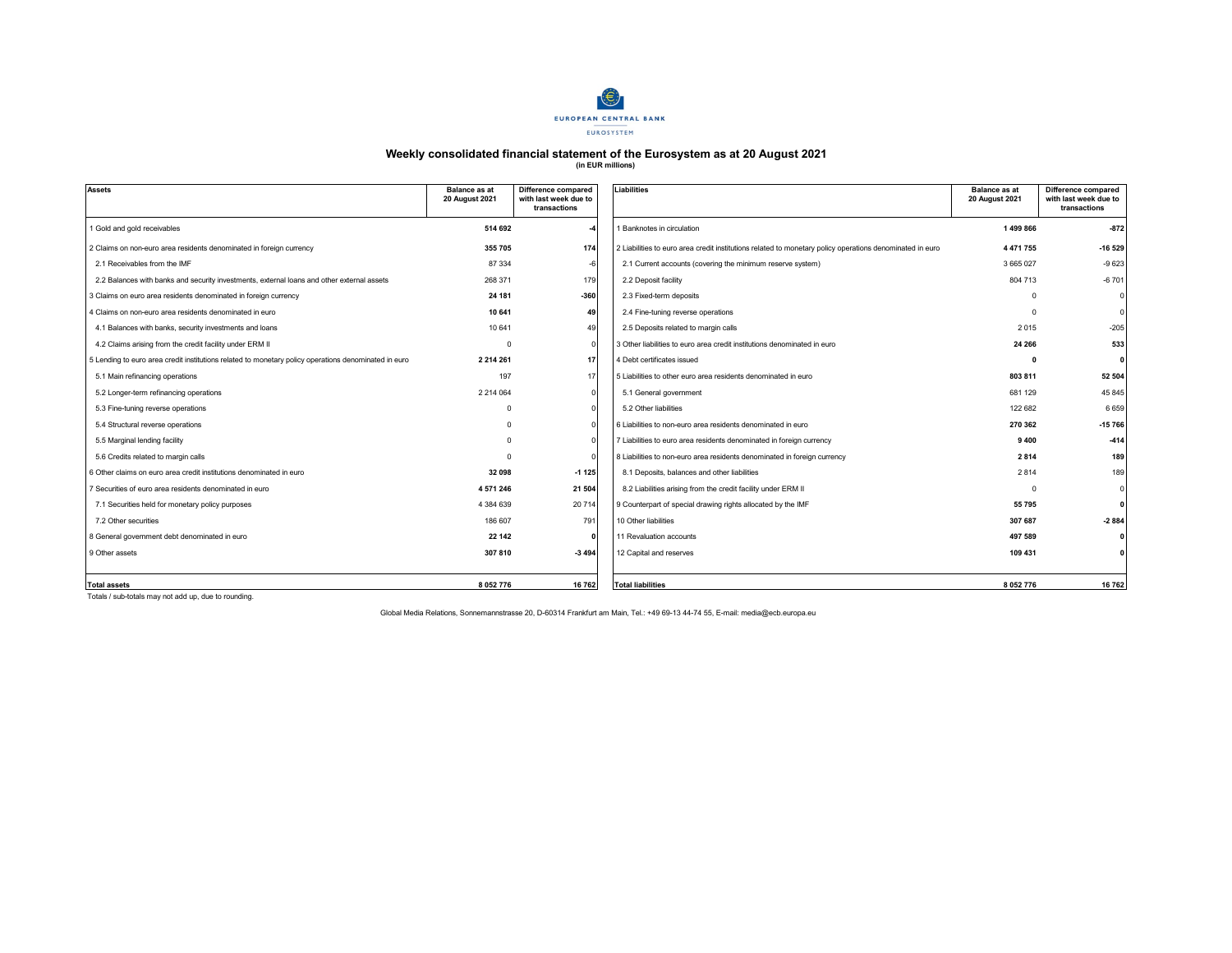EUROPEAN CENTRAL BANK

EUROSYSTEM

# Weekly consolidated financial statement of the Eurosystem as at 20 August 2021

**(in EUR millions)**

| Assets | Balance as at 20 August 2021 | Difference compared with last week due to transactions |
|---|---|---|
| 1 Gold and gold receivables | **514 692** | **-4** |
| 2 Claims on non-euro area residents denominated in foreign currency | **355 705** | **174** |
| 2.1 Receivables from the IMF | 87 334 | -6 |
| 2.2 Balances with banks and security investments, external loans and other external assets | 268 371 | 179 |
| 3 Claims on euro area residents denominated in foreign currency | **24 181** | **-360** |
| 4 Claims on non-euro area residents denominated in euro | **10 641** | **49** |
| 4.1 Balances with banks, security investments and loans | 10 641 | 49 |
| 4.2 Claims arising from the credit facility under ERM II | 0 | 0 |
| 5 Lending to euro area credit institutions related to monetary policy operations denominated in euro | **2 214 261** | **17** |
| 5.1 Main refinancing operations | 197 | 17 |
| 5.2 Longer-term refinancing operations | 2 214 064 | 0 |
| 5.3 Fine-tuning reverse operations | 0 | 0 |
| 5.4 Structural reverse operations | 0 | 0 |
| 5.5 Marginal lending facility | 0 | 0 |
| 5.6 Credits related to margin calls | 0 | 0 |
| 6 Other claims on euro area credit institutions denominated in euro | **32 098** | **-1 125** |
| 7 Securities of euro area residents denominated in euro | **4 571 246** | **21 504** |
| 7.1 Securities held for monetary policy purposes | 4 384 639 | 20 714 |
| 7.2 Other securities | 186 607 | 791 |
| 8 General government debt denominated in euro | **22 142** | **0** |
| 9 Other assets | **307 810** | **-3 494** |
| **Total assets** | **8 052 776** | **16 762** |

| Liabilities | Balance as at 20 August 2021 | Difference compared with last week due to transactions |
|---|---|---|
| 1 Banknotes in circulation | **1 499 866** | **-872** |
| 2 Liabilities to euro area credit institutions related to monetary policy operations denominated in euro | **4 471 755** | **-16 529** |
| 2.1 Current accounts (covering the minimum reserve system) | 3 665 027 | -9 623 |
| 2.2 Deposit facility | 804 713 | -6 701 |
| 2.3 Fixed-term deposits | 0 | 0 |
| 2.4 Fine-tuning reverse operations | 0 | 0 |
| 2.5 Deposits related to margin calls | 2 015 | -205 |
| 3 Other liabilities to euro area credit institutions denominated in euro | **24 266** | **533** |
| 4 Debt certificates issued | **0** | **0** |
| 5 Liabilities to other euro area residents denominated in euro | **803 811** | **52 504** |
| 5.1 General government | 681 129 | 45 845 |
| 5.2 Other liabilities | 122 682 | 6 659 |
| 6 Liabilities to non-euro area residents denominated in euro | **270 362** | **-15 766** |
| 7 Liabilities to euro area residents denominated in foreign currency | **9 400** | **-414** |
| 8 Liabilities to non-euro area residents denominated in foreign currency | **2 814** | **189** |
| 8.1 Deposits, balances and other liabilities | 2 814 | 189 |
| 8.2 Liabilities arising from the credit facility under ERM II | 0 | 0 |
| 9 Counterpart of special drawing rights allocated by the IMF | **55 795** | **0** |
| 10 Other liabilities | **307 687** | **-2 884** |
| 11 Revaluation accounts | **497 589** | **0** |
| 12 Capital and reserves | **109 431** | **0** |
| **Total liabilities** | **8 052 776** | **16 762** |

Totals / sub-totals may not add up, due to rounding.

Global Media Relations, Sonnemannstrasse 20, D-60314 Frankfurt am Main, Tel.: +49 69-13 44-74 55, E-mail: media@ecb.europa.eu